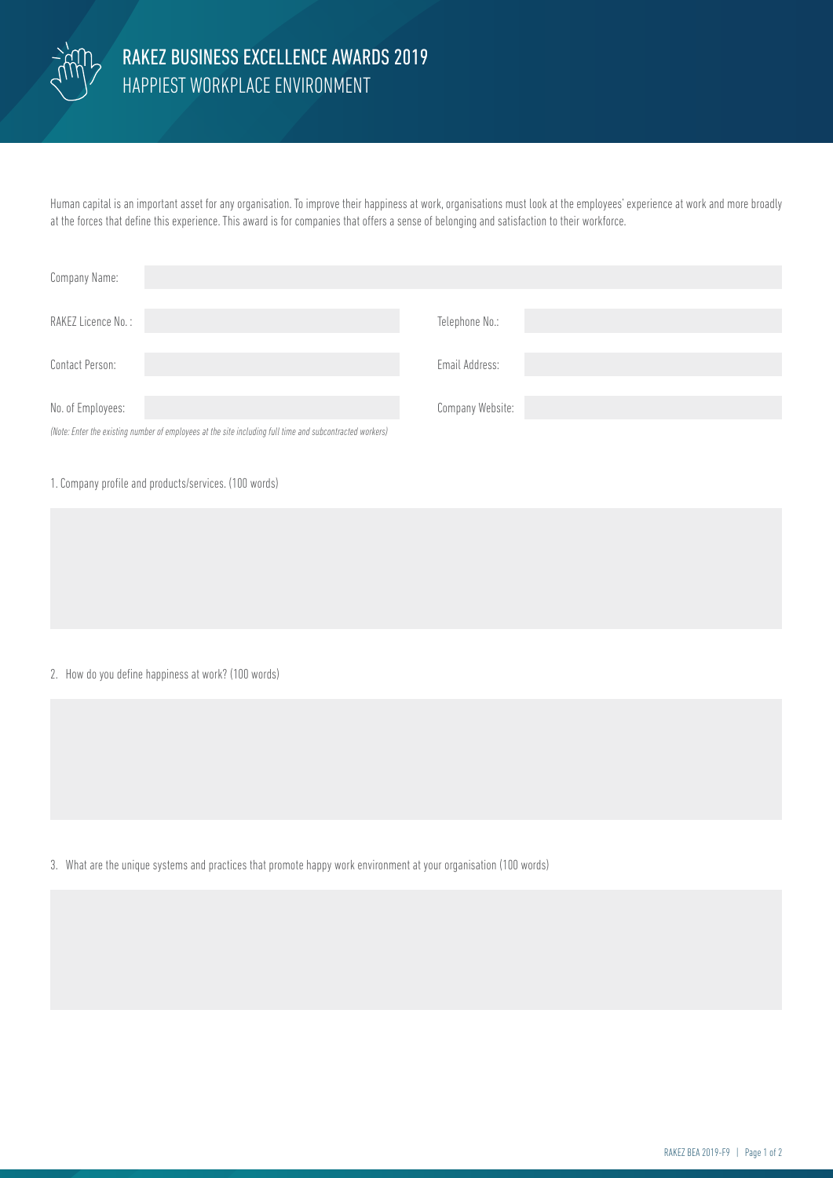# RAKEZ BUSINESS EXCELLENCE AWARDS 2019

## HAPPIEST WORKPLACE ENVIRONMENT

Human capital is an important asset for any organisation. To improve their happiness at work, organisations must look at the employees' experience at work and more broadly at the forces that define this experience. This award is for companies that offers a sense of belonging and satisfaction to their workforce.

| | | | |
|---|---|---|---|
| Company Name: | | | |
| RAKEZ Licence No. : | | Telephone No.: | |
| Contact Person: | | Email Address: | |
| No. of Employees: | | Company Website: | |

*(Note: Enter the existing number of employees at the site including full time and subcontracted workers)*

1. Company profile and products/services. (100 words)

2. How do you define happiness at work? (100 words)

3. What are the unique systems and practices that promote happy work environment at your organisation (100 words)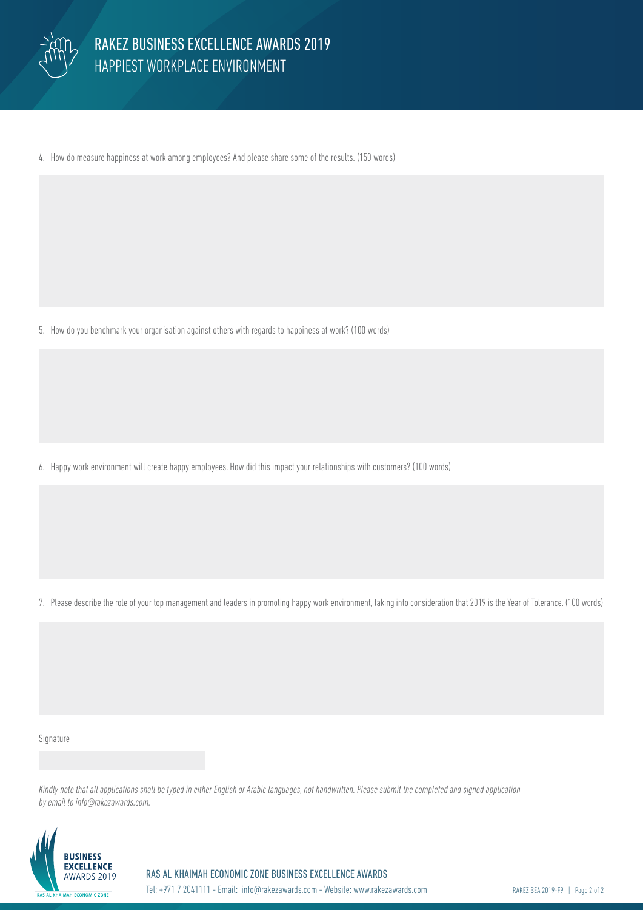# RAKEZ BUSINESS EXCELLENCE AWARDS 2019

## HAPPIEST WORKPLACE ENVIRONMENT

4. How do measure happiness at work among employees? And please share some of the results. (150 words)

5. How do you benchmark your organisation against others with regards to happiness at work? (100 words)

6. Happy work environment will create happy employees. How did this impact your relationships with customers? (100 words)

7. Please describe the role of your top management and leaders in promoting happy work environment, taking into consideration that 2019 is the Year of Tolerance. (100 words)

Signature

*Kindly note that all applications shall be typed in either English or Arabic languages, not handwritten. Please submit the completed and signed application by email to info@rakezawards.com.*

BUSINESS EXCELLENCE AWARDS 2019

RAS AL KHAIMAH ECONOMIC ZONE

RAS AL KHAIMAH ECONOMIC ZONE BUSINESS EXCELLENCE AWARDS

Tel: +971 7 2041111 - Email: info@rakezawards.com - Website: www.rakezawards.com

RAKEZ BEA 2019-F9